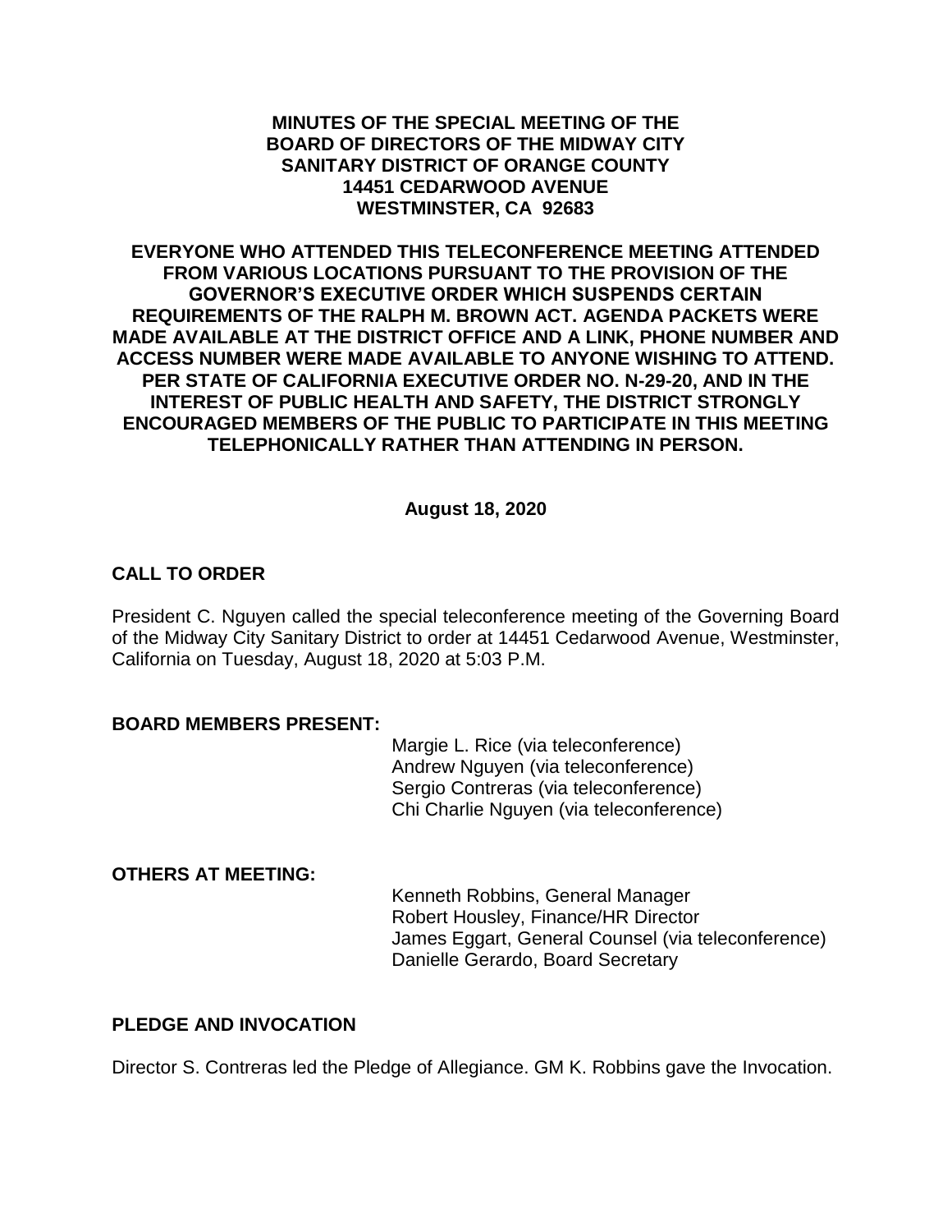**MINUTES OF THE SPECIAL MEETING OF THE BOARD OF DIRECTORS OF THE MIDWAY CITY SANITARY DISTRICT OF ORANGE COUNTY**
**14451 CEDARWOOD AVENUE**
**WESTMINSTER, CA 92683**

**EVERYONE WHO ATTENDED THIS TELECONFERENCE MEETING ATTENDED FROM VARIOUS LOCATIONS PURSUANT TO THE PROVISION OF THE GOVERNOR'S EXECUTIVE ORDER WHICH SUSPENDS CERTAIN REQUIREMENTS OF THE RALPH M. BROWN ACT. AGENDA PACKETS WERE MADE AVAILABLE AT THE DISTRICT OFFICE AND A LINK, PHONE NUMBER AND ACCESS NUMBER WERE MADE AVAILABLE TO ANYONE WISHING TO ATTEND. PER STATE OF CALIFORNIA EXECUTIVE ORDER NO. N-29-20, AND IN THE INTEREST OF PUBLIC HEALTH AND SAFETY, THE DISTRICT STRONGLY ENCOURAGED MEMBERS OF THE PUBLIC TO PARTICIPATE IN THIS MEETING TELEPHONICALLY RATHER THAN ATTENDING IN PERSON.**

**August 18, 2020**

## CALL TO ORDER

President C. Nguyen called the special teleconference meeting of the Governing Board of the Midway City Sanitary District to order at 14451 Cedarwood Avenue, Westminster, California on Tuesday, August 18, 2020 at 5:03 P.M.

## BOARD MEMBERS PRESENT:

Margie L. Rice (via teleconference)
Andrew Nguyen (via teleconference)
Sergio Contreras (via teleconference)
Chi Charlie Nguyen (via teleconference)

## OTHERS AT MEETING:

Kenneth Robbins, General Manager
Robert Housley, Finance/HR Director
James Eggart, General Counsel (via teleconference)
Danielle Gerardo, Board Secretary

## PLEDGE AND INVOCATION

Director S. Contreras led the Pledge of Allegiance. GM K. Robbins gave the Invocation.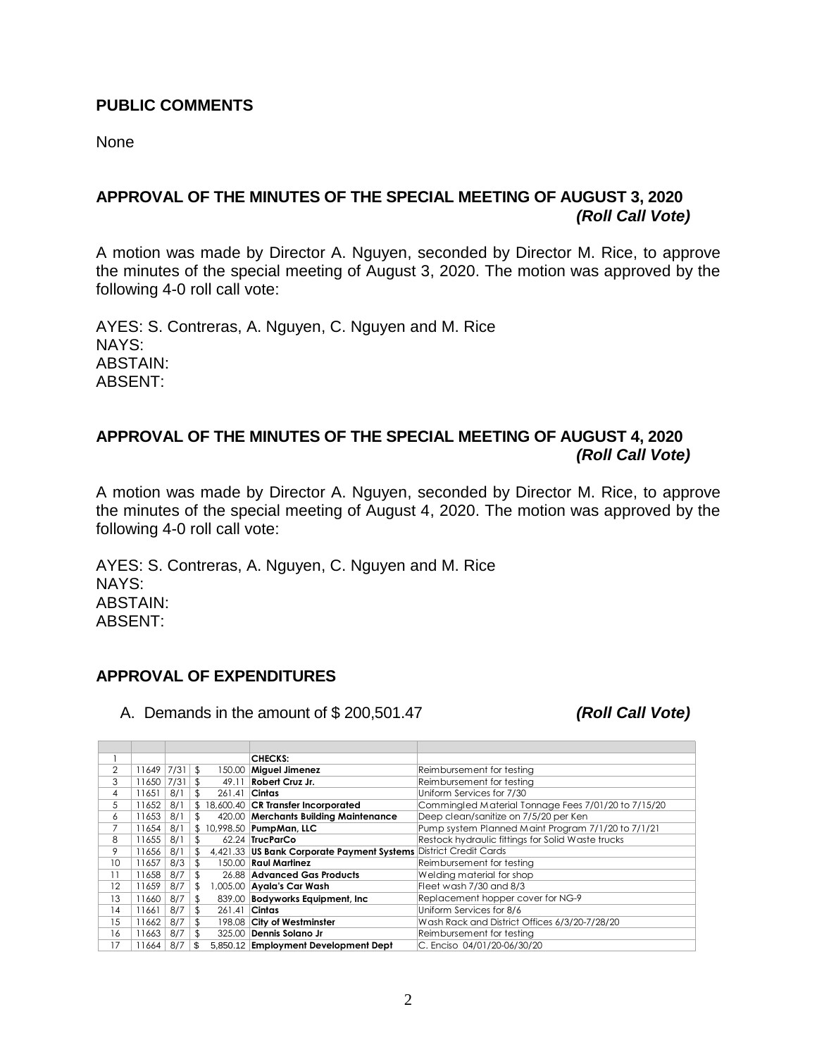## PUBLIC COMMENTS

None

## APPROVAL OF THE MINUTES OF THE SPECIAL MEETING OF AUGUST 3, 2020 *(Roll Call Vote)*

A motion was made by Director A. Nguyen, seconded by Director M. Rice, to approve the minutes of the special meeting of August 3, 2020. The motion was approved by the following 4-0 roll call vote:

AYES: S. Contreras, A. Nguyen, C. Nguyen and M. Rice
NAYS:
ABSTAIN:
ABSENT:

## APPROVAL OF THE MINUTES OF THE SPECIAL MEETING OF AUGUST 4, 2020 *(Roll Call Vote)*

A motion was made by Director A. Nguyen, seconded by Director M. Rice, to approve the minutes of the special meeting of August 4, 2020. The motion was approved by the following 4-0 roll call vote:

AYES: S. Contreras, A. Nguyen, C. Nguyen and M. Rice
NAYS:
ABSTAIN:
ABSENT:

## APPROVAL OF EXPENDITURES

A. Demands in the amount of $ 200,501.47 ***(Roll Call Vote)***

| | | | | | |
|---|---|---|---|---|---|
| 1 | | | | **CHECKS:** | |
| 2 | 11649 | 7/31 | $ 150.00 | **Miguel Jimenez** | Reimbursement for testing |
| 3 | 11650 | 7/31 | $ 49.11 | **Robert Cruz Jr.** | Reimbursement for testing |
| 4 | 11651 | 8/1 | $ 261.41 | **Cintas** | Uniform Services for 7/30 |
| 5 | 11652 | 8/1 | $ 18,600.40 | **CR Transfer Incorporated** | Commingled Material Tonnage Fees 7/01/20 to 7/15/20 |
| 6 | 11653 | 8/1 | $ 420.00 | **Merchants Building Maintenance** | Deep clean/sanitize on 7/5/20 per Ken |
| 7 | 11654 | 8/1 | $ 10,998.50 | **PumpMan, LLC** | Pump system Planned Maint Program 7/1/20 to 7/1/21 |
| 8 | 11655 | 8/1 | $ 62.24 | **TrucParCo** | Restock hydraulic fittings for Solid Waste trucks |
| 9 | 11656 | 8/1 | $ 4,421.33 | **US Bank Corporate Payment Systems** | District Credit Cards |
| 10 | 11657 | 8/3 | $ 150.00 | **Raul Martinez** | Reimbursement for testing |
| 11 | 11658 | 8/7 | $ 26.88 | **Advanced Gas Products** | Welding material for shop |
| 12 | 11659 | 8/7 | $ 1,005.00 | **Ayala's Car Wash** | Fleet wash 7/30 and 8/3 |
| 13 | 11660 | 8/7 | $ 839.00 | **Bodyworks Equipment, Inc** | Replacement hopper cover for NG-9 |
| 14 | 11661 | 8/7 | $ 261.41 | **Cintas** | Uniform Services for 8/6 |
| 15 | 11662 | 8/7 | $ 198.08 | **City of Westminster** | Wash Rack and District Offices 6/3/20-7/28/20 |
| 16 | 11663 | 8/7 | $ 325.00 | **Dennis Solano Jr** | Reimbursement for testing |
| 17 | 11664 | 8/7 | $ 5,850.12 | **Employment Development Dept** | C. Enciso 04/01/20-06/30/20 |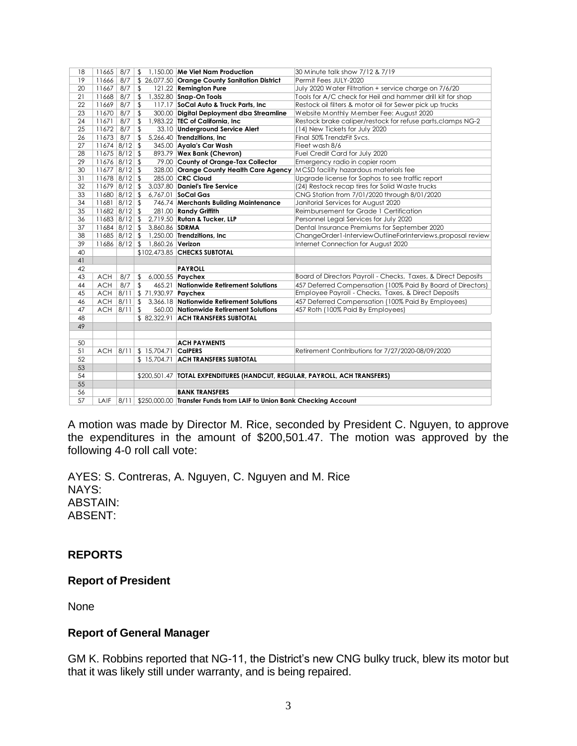| | | | | | |
|---|---|---|---|---|---|
| 18 | 11665 | 8/7 | $ 1,150.00 | **Me Viet Nam Production** | 30 Minute talk show 7/12 & 7/19 |
| 19 | 11666 | 8/7 | $ 26,077.50 | **Orange County Sanitation District** | Permit Fees JULY-2020 |
| 20 | 11667 | 8/7 | $ 121.22 | **Remington Pure** | July 2020 Water Filtration + service charge on 7/6/20 |
| 21 | 11668 | 8/7 | $ 1,352.80 | **Snap-On Tools** | Tools for A/C check for Heil and hammer drill kit for shop |
| 22 | 11669 | 8/7 | $ 117.17 | **SoCal Auto & Truck Parts, Inc** | Restock oil filters & motor oil for Sewer pick up trucks |
| 23 | 11670 | 8/7 | $ 300.00 | **Digital Deployment dba Streamline** | Website Monthly Member Fee: August 2020 |
| 24 | 11671 | 8/7 | $ 1,983.22 | **TEC of California, Inc** | Restock brake caliper/restock for refuse parts,clamps NG-2 |
| 25 | 11672 | 8/7 | $ 33.10 | **Underground Service Alert** | (14) New Tickets for July 2020 |
| 26 | 11673 | 8/7 | $ 5,266.40 | **Trendzitions, Inc** | Final 50% TrendzFit Svcs. |
| 27 | 11674 | 8/12 | $ 345.00 | **Ayala's Car Wash** | Fleet wash 8/6 |
| 28 | 11675 | 8/12 | $ 893.79 | **Wex Bank (Chevron)** | Fuel Credit Card for July 2020 |
| 29 | 11676 | 8/12 | $ 79.00 | **County of Orange-Tax Collector** | Emergency radio in copier room |
| 30 | 11677 | 8/12 | $ 328.00 | **Orange County Health Care Agency** | MCSD facility hazardous materials fee |
| 31 | 11678 | 8/12 | $ 285.00 | **CRC Cloud** | Upgrade license for Sophos to see traffic report |
| 32 | 11679 | 8/12 | $ 3,037.80 | **Daniel's Tire Service** | (24) Restock recap tires for Solid Waste trucks |
| 33 | 11680 | 8/12 | $ 6,767.01 | **SoCal Gas** | CNG Station from 7/01/2020 through 8/01/2020 |
| 34 | 11681 | 8/12 | $ 746.74 | **Merchants Building Maintenance** | Janitorial Services for August 2020 |
| 35 | 11682 | 8/12 | $ 281.00 | **Randy Griffith** | Reimbursement for Grade 1 Certification |
| 36 | 11683 | 8/12 | $ 2,719.50 | **Rutan & Tucker, LLP** | Personnel Legal Services for July 2020 |
| 37 | 11684 | 8/12 | $ 3,860.86 | **SDRMA** | Dental Insurance Premiums for September 2020 |
| 38 | 11685 | 8/12 | $ 1,250.00 | **Trendzitions, Inc** | ChangeOrder1-InterviewOutlineForInterviews,proposal review |
| 39 | 11686 | 8/12 | $ 1,860.26 | **Verizon** | Internet Connection for August 2020 |
| 40 | | | $102,473.85 | **CHECKS SUBTOTAL** | |
| 41 | | | | | |
| 42 | | | | **PAYROLL** | |
| 43 | ACH | 8/7 | $ 6,000.55 | **Paychex** | Board of Directors Payroll - Checks, Taxes, & Direct Deposits |
| 44 | ACH | 8/7 | $ 465.21 | **Nationwide Retirement Solutions** | 457 Deferred Compensation (100% Paid By Board of Directors) |
| 45 | ACH | 8/11 | $ 71,930.97 | **Paychex** | Employee Payroll - Checks, Taxes, & Direct Deposits |
| 46 | ACH | 8/11 | $ 3,366.18 | **Nationwide Retirement Solutions** | 457 Deferred Compensation (100% Paid By Employees) |
| 47 | ACH | 8/11 | $ 560.00 | **Nationwide Retirement Solutions** | 457 Roth (100% Paid By Employees) |
| 48 | | | $ 82,322.91 | **ACH TRANSFERS SUBTOTAL** | |
| 49 | | | | | |
| 50 | | | | **ACH PAYMENTS** | |
| 51 | ACH | 8/11 | $ 15,704.71 | **CalPERS** | Retirement Contributions for 7/27/2020-08/09/2020 |
| 52 | | | $ 15,704.71 | **ACH TRANSFERS SUBTOTAL** | |
| 53 | | | | | |
| 54 | | | $200,501.47 | **TOTAL EXPENDITURES (HANDCUT, REGULAR, PAYROLL, ACH TRANSFERS)** | |
| 55 | | | | | |
| 56 | | | | **BANK TRANSFERS** | |
| 57 | LAIF | 8/11 | $250,000.00 | **Transfer Funds from LAIF to Union Bank Checking Account** | |

A motion was made by Director M. Rice, seconded by President C. Nguyen, to approve the expenditures in the amount of $200,501.47. The motion was approved by the following 4-0 roll call vote:

AYES: S. Contreras, A. Nguyen, C. Nguyen and M. Rice
NAYS:
ABSTAIN:
ABSENT:

## REPORTS

### Report of President

None

### Report of General Manager

GM K. Robbins reported that NG-11, the District's new CNG bulky truck, blew its motor but that it was likely still under warranty, and is being repaired.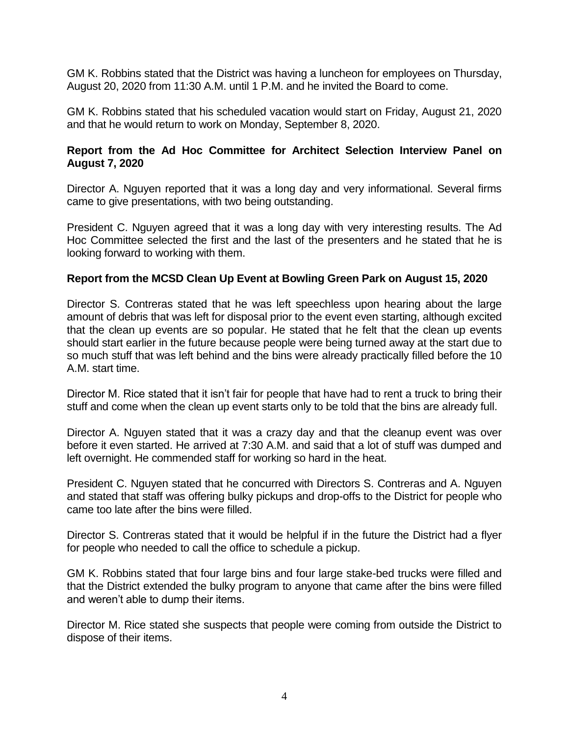GM K. Robbins stated that the District was having a luncheon for employees on Thursday, August 20, 2020 from 11:30 A.M. until 1 P.M. and he invited the Board to come.

GM K. Robbins stated that his scheduled vacation would start on Friday, August 21, 2020 and that he would return to work on Monday, September 8, 2020.

**Report from the Ad Hoc Committee for Architect Selection Interview Panel on August 7, 2020**

Director A. Nguyen reported that it was a long day and very informational. Several firms came to give presentations, with two being outstanding.

President C. Nguyen agreed that it was a long day with very interesting results. The Ad Hoc Committee selected the first and the last of the presenters and he stated that he is looking forward to working with them.

**Report from the MCSD Clean Up Event at Bowling Green Park on August 15, 2020**

Director S. Contreras stated that he was left speechless upon hearing about the large amount of debris that was left for disposal prior to the event even starting, although excited that the clean up events are so popular. He stated that he felt that the clean up events should start earlier in the future because people were being turned away at the start due to so much stuff that was left behind and the bins were already practically filled before the 10 A.M. start time.

Director M. Rice stated that it isn't fair for people that have had to rent a truck to bring their stuff and come when the clean up event starts only to be told that the bins are already full.

Director A. Nguyen stated that it was a crazy day and that the cleanup event was over before it even started. He arrived at 7:30 A.M. and said that a lot of stuff was dumped and left overnight. He commended staff for working so hard in the heat.

President C. Nguyen stated that he concurred with Directors S. Contreras and A. Nguyen and stated that staff was offering bulky pickups and drop-offs to the District for people who came too late after the bins were filled.

Director S. Contreras stated that it would be helpful if in the future the District had a flyer for people who needed to call the office to schedule a pickup.

GM K. Robbins stated that four large bins and four large stake-bed trucks were filled and that the District extended the bulky program to anyone that came after the bins were filled and weren't able to dump their items.

Director M. Rice stated she suspects that people were coming from outside the District to dispose of their items.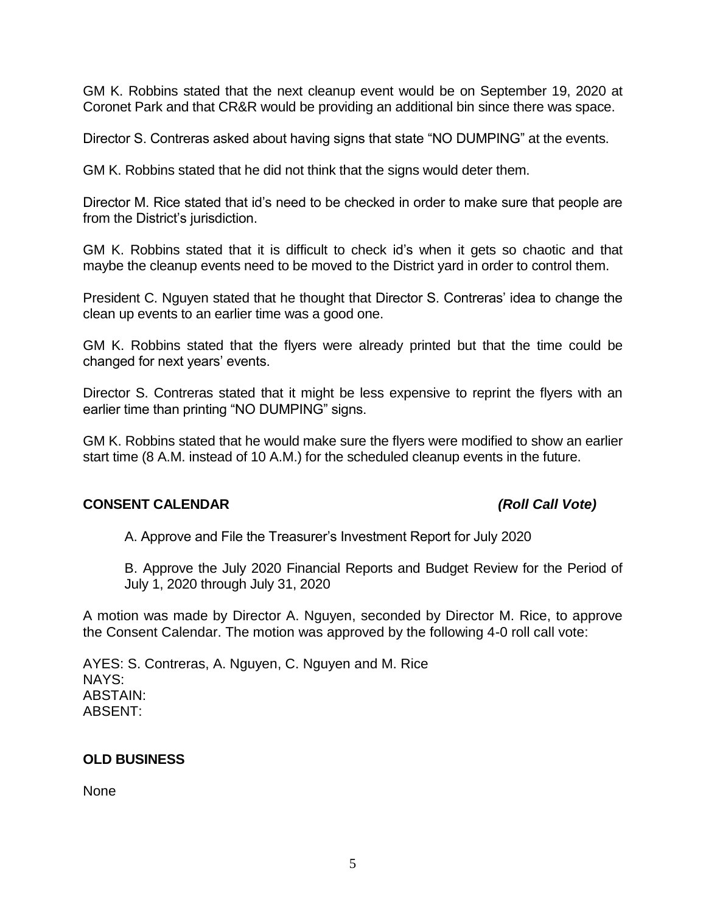GM K. Robbins stated that the next cleanup event would be on September 19, 2020 at Coronet Park and that CR&R would be providing an additional bin since there was space.

Director S. Contreras asked about having signs that state "NO DUMPING" at the events.

GM K. Robbins stated that he did not think that the signs would deter them.

Director M. Rice stated that id's need to be checked in order to make sure that people are from the District's jurisdiction.

GM K. Robbins stated that it is difficult to check id's when it gets so chaotic and that maybe the cleanup events need to be moved to the District yard in order to control them.

President C. Nguyen stated that he thought that Director S. Contreras' idea to change the clean up events to an earlier time was a good one.

GM K. Robbins stated that the flyers were already printed but that the time could be changed for next years' events.

Director S. Contreras stated that it might be less expensive to reprint the flyers with an earlier time than printing "NO DUMPING" signs.

GM K. Robbins stated that he would make sure the flyers were modified to show an earlier start time (8 A.M. instead of 10 A.M.) for the scheduled cleanup events in the future.

**CONSENT CALENDAR** ***(Roll Call Vote)***

A. Approve and File the Treasurer's Investment Report for July 2020

B. Approve the July 2020 Financial Reports and Budget Review for the Period of July 1, 2020 through July 31, 2020

A motion was made by Director A. Nguyen, seconded by Director M. Rice, to approve the Consent Calendar. The motion was approved by the following 4-0 roll call vote:

AYES: S. Contreras, A. Nguyen, C. Nguyen and M. Rice
NAYS:
ABSTAIN:
ABSENT:

**OLD BUSINESS**

None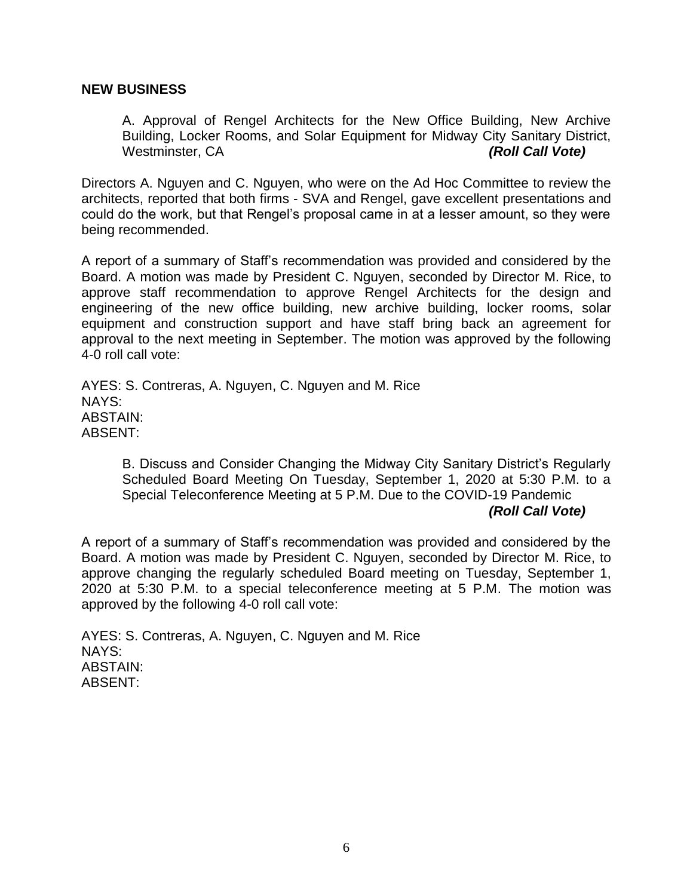## NEW BUSINESS

A. Approval of Rengel Architects for the New Office Building, New Archive Building, Locker Rooms, and Solar Equipment for Midway City Sanitary District, Westminster, CA ***(Roll Call Vote)***

Directors A. Nguyen and C. Nguyen, who were on the Ad Hoc Committee to review the architects, reported that both firms - SVA and Rengel, gave excellent presentations and could do the work, but that Rengel's proposal came in at a lesser amount, so they were being recommended.

A report of a summary of Staff's recommendation was provided and considered by the Board. A motion was made by President C. Nguyen, seconded by Director M. Rice, to approve staff recommendation to approve Rengel Architects for the design and engineering of the new office building, new archive building, locker rooms, solar equipment and construction support and have staff bring back an agreement for approval to the next meeting in September. The motion was approved by the following 4-0 roll call vote:

AYES: S. Contreras, A. Nguyen, C. Nguyen and M. Rice
NAYS:
ABSTAIN:
ABSENT:

B. Discuss and Consider Changing the Midway City Sanitary District's Regularly Scheduled Board Meeting On Tuesday, September 1, 2020 at 5:30 P.M. to a Special Teleconference Meeting at 5 P.M. Due to the COVID-19 Pandemic ***(Roll Call Vote)***

A report of a summary of Staff's recommendation was provided and considered by the Board. A motion was made by President C. Nguyen, seconded by Director M. Rice, to approve changing the regularly scheduled Board meeting on Tuesday, September 1, 2020 at 5:30 P.M. to a special teleconference meeting at 5 P.M. The motion was approved by the following 4-0 roll call vote:

AYES: S. Contreras, A. Nguyen, C. Nguyen and M. Rice
NAYS:
ABSTAIN:
ABSENT: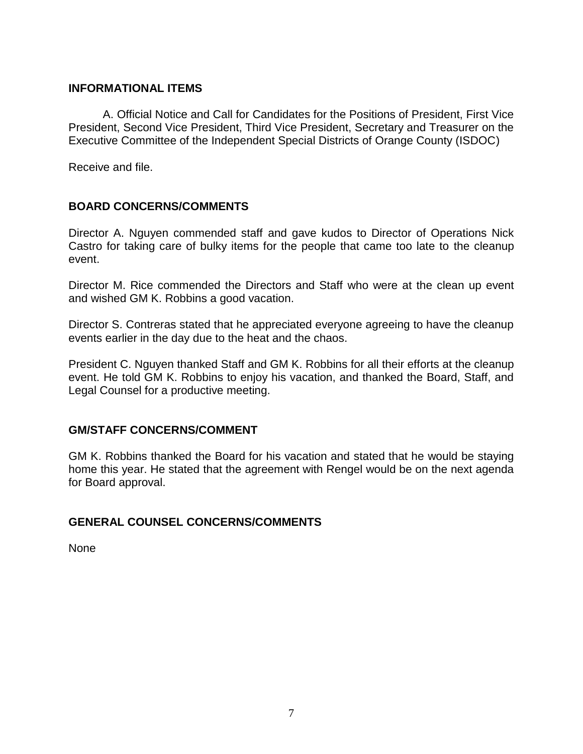## INFORMATIONAL ITEMS

A. Official Notice and Call for Candidates for the Positions of President, First Vice President, Second Vice President, Third Vice President, Secretary and Treasurer on the Executive Committee of the Independent Special Districts of Orange County (ISDOC)

Receive and file.

## BOARD CONCERNS/COMMENTS

Director A. Nguyen commended staff and gave kudos to Director of Operations Nick Castro for taking care of bulky items for the people that came too late to the cleanup event.

Director M. Rice commended the Directors and Staff who were at the clean up event and wished GM K. Robbins a good vacation.

Director S. Contreras stated that he appreciated everyone agreeing to have the cleanup events earlier in the day due to the heat and the chaos.

President C. Nguyen thanked Staff and GM K. Robbins for all their efforts at the cleanup event. He told GM K. Robbins to enjoy his vacation, and thanked the Board, Staff, and Legal Counsel for a productive meeting.

## GM/STAFF CONCERNS/COMMENT

GM K. Robbins thanked the Board for his vacation and stated that he would be staying home this year. He stated that the agreement with Rengel would be on the next agenda for Board approval.

## GENERAL COUNSEL CONCERNS/COMMENTS

None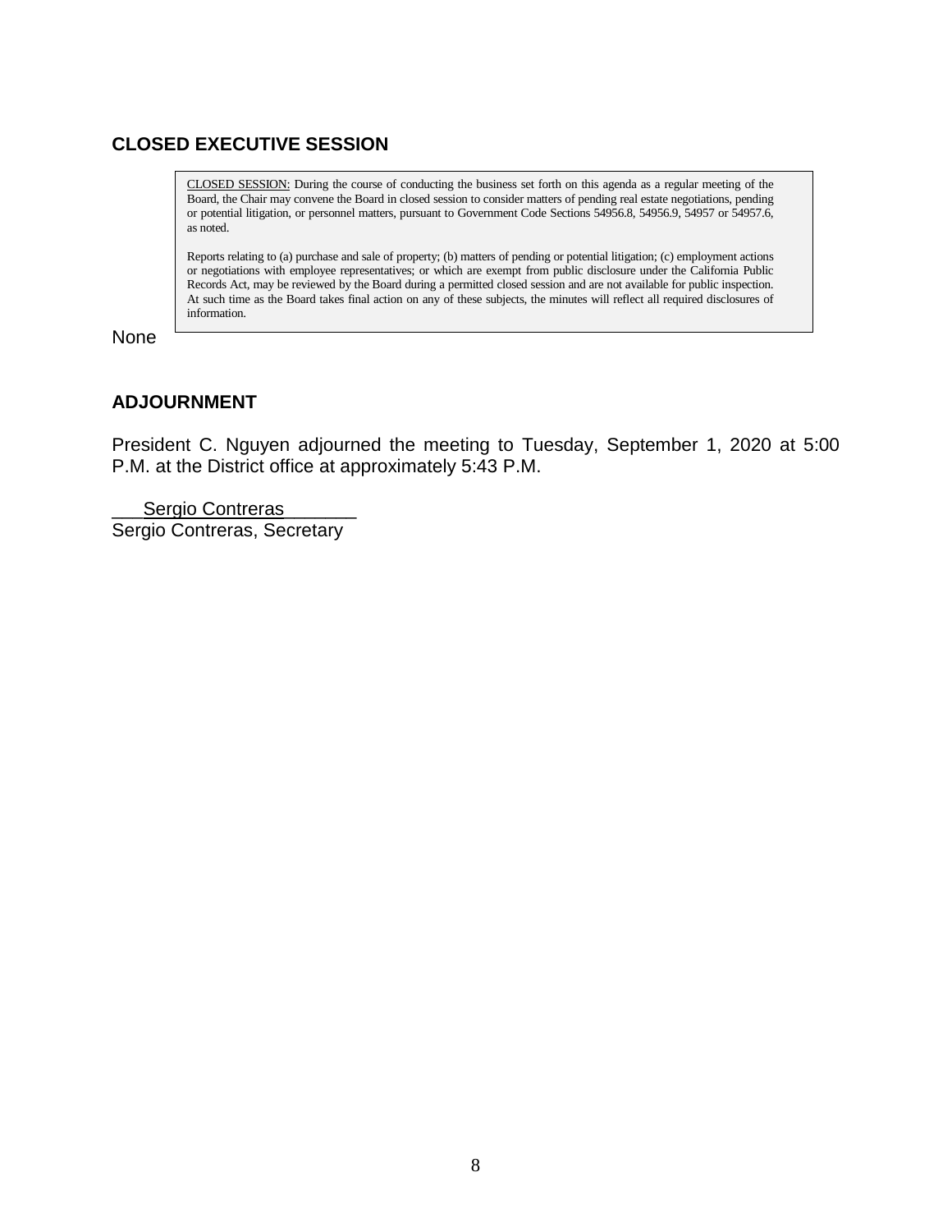## CLOSED EXECUTIVE SESSION

> CLOSED SESSION: During the course of conducting the business set forth on this agenda as a regular meeting of the Board, the Chair may convene the Board in closed session to consider matters of pending real estate negotiations, pending or potential litigation, or personnel matters, pursuant to Government Code Sections 54956.8, 54956.9, 54957 or 54957.6, as noted.
>
> Reports relating to (a) purchase and sale of property; (b) matters of pending or potential litigation; (c) employment actions or negotiations with employee representatives; or which are exempt from public disclosure under the California Public Records Act, may be reviewed by the Board during a permitted closed session and are not available for public inspection. At such time as the Board takes final action on any of these subjects, the minutes will reflect all required disclosures of information.

None

## ADJOURNMENT

President C. Nguyen adjourned the meeting to Tuesday, September 1, 2020 at 5:00 P.M. at the District office at approximately 5:43 P.M.

___Sergio Contreras________
Sergio Contreras, Secretary